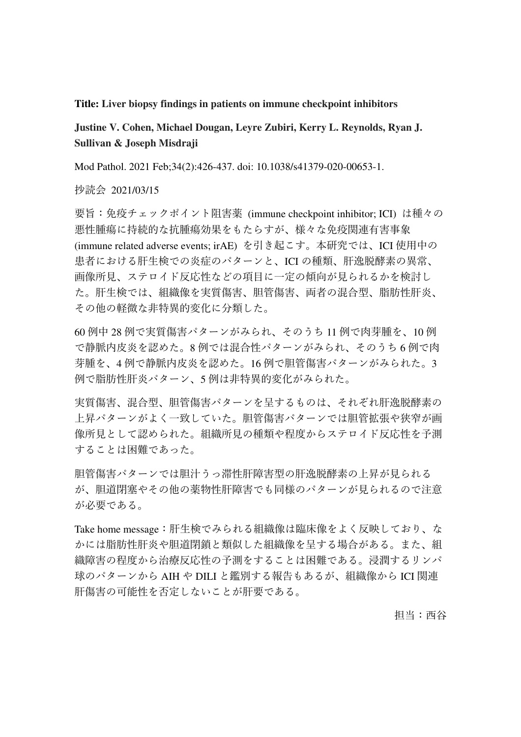**Title: Liver biopsy findings in patients on immune checkpoint inhibitors**

**Justine V. Cohen, Michael Dougan, Leyre Zubiri, Kerry L. Reynolds, Ryan J. Sullivan & Joseph Misdraji**

Mod Pathol. 2021 Feb;34(2):426-437. doi: 10.1038/s41379-020-00653-1.

抄読会 2021/03/15

要旨：免疫チェックポイント阻害薬 (immune checkpoint inhibitor; ICI) は種々の悪性腫瘍に持続的な抗腫瘍効果をもたらすが、様々な免疫関連有害事象 (immune related adverse events; irAE) を引き起こす。本研究では、ICI 使用中の患者における肝生検での炎症のパターンと、ICI の種類、肝逸脱酵素の異常、画像所見、ステロイド反応性などの項目に一定の傾向が見られるかを検討した。肝生検では、組織像を実質傷害、胆管傷害、両者の混合型、脂肪性肝炎、その他の軽微な非特異的変化に分類した。

60 例中 28 例で実質傷害パターンがみられ、そのうち 11 例で肉芽腫を、10 例で静脈内皮炎を認めた。8 例では混合性パターンがみられ、そのうち 6 例で肉芽腫を、4 例で静脈内皮炎を認めた。16 例で胆管傷害パターンがみられた。3 例で脂肪性肝炎パターン、5 例は非特異的変化がみられた。

実質傷害、混合型、胆管傷害パターンを呈するものは、それぞれ肝逸脱酵素の上昇パターンがよく一致していた。胆管傷害パターンでは胆管拡張や狭窄が画像所見として認められた。組織所見の種類や程度からステロイド反応性を予測することは困難であった。

胆管傷害パターンでは胆汁うっ滞性肝障害型の肝逸脱酵素の上昇が見られるが、胆道閉塞やその他の薬物性肝障害でも同様のパターンが見られるので注意が必要である。

Take home message：肝生検でみられる組織像は臨床像をよく反映しており、なかには脂肪性肝炎や胆道閉鎖と類似した組織像を呈する場合がある。また、組織障害の程度から治療反応性の予測をすることは困難である。浸潤するリンパ球のパターンから AIH や DILI と鑑別する報告もあるが、組織像から ICI 関連肝傷害の可能性を否定しないことが肝要である。

担当：西谷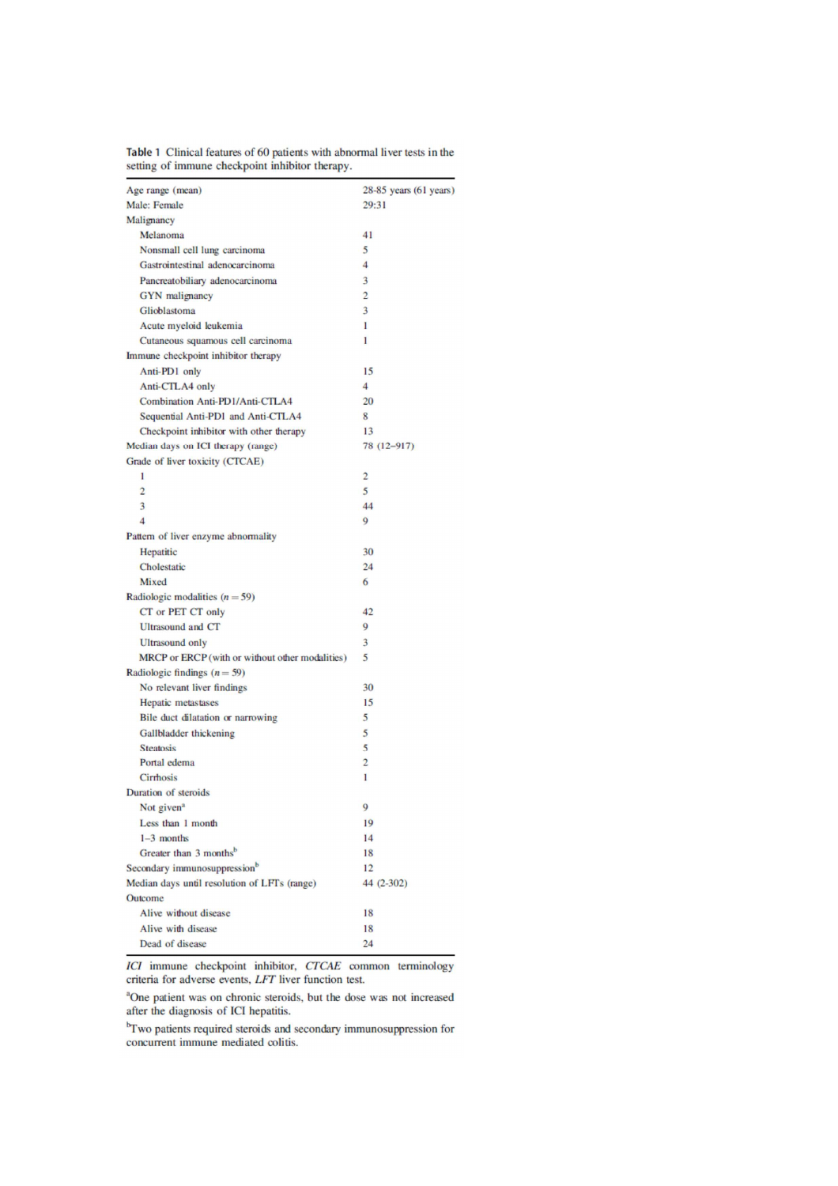Table 1 Clinical features of 60 patients with abnormal liver tests in the setting of immune checkpoint inhibitor therapy.

| | |
|---|---|
| Age range (mean) | 28-85 years (61 years) |
| Male: Female | 29:31 |
| Malignancy | |
| Melanoma | 41 |
| Nonsmall cell lung carcinoma | 5 |
| Gastrointestinal adenocarcinoma | 4 |
| Pancreatobiliary adenocarcinoma | 3 |
| GYN malignancy | 2 |
| Glioblastoma | 3 |
| Acute myeloid leukemia | 1 |
| Cutaneous squamous cell carcinoma | 1 |
| Immune checkpoint inhibitor therapy | |
| Anti-PD1 only | 15 |
| Anti-CTLA4 only | 4 |
| Combination Anti-PD1/Anti-CTLA4 | 20 |
| Sequential Anti-PD1 and Anti-CTLA4 | 8 |
| Checkpoint inhibitor with other therapy | 13 |
| Median days on ICI therapy (range) | 78 (12–917) |
| Grade of liver toxicity (CTCAE) | |
| 1 | 2 |
| 2 | 5 |
| 3 | 44 |
| 4 | 9 |
| Pattern of liver enzyme abnormality | |
| Hepatitic | 30 |
| Cholestatic | 24 |
| Mixed | 6 |
| Radiologic modalities ($n = 59$) | |
| CT or PET CT only | 42 |
| Ultrasound and CT | 9 |
| Ultrasound only | 3 |
| MRCP or ERCP (with or without other modalities) | 5 |
| Radiologic findings ($n = 59$) | |
| No relevant liver findings | 30 |
| Hepatic metastases | 15 |
| Bile duct dilatation or narrowing | 5 |
| Gallbladder thickening | 5 |
| Steatosis | 5 |
| Portal edema | 2 |
| Cirrhosis | 1 |
| Duration of steroids | |
| Not given[a] | 9 |
| Less than 1 month | 19 |
| 1–3 months | 14 |
| Greater than 3 months[b] | 18 |
| Secondary immunosuppression[b] | 12 |
| Median days until resolution of LFTs (range) | 44 (2-302) |
| Outcome | |
| Alive without disease | 18 |
| Alive with disease | 18 |
| Dead of disease | 24 |

*ICI* immune checkpoint inhibitor, *CTCAE* common terminology criteria for adverse events, *LFT* liver function test.

[a]One patient was on chronic steroids, but the dose was not increased after the diagnosis of ICI hepatitis.

[b]Two patients required steroids and secondary immunosuppression for concurrent immune mediated colitis.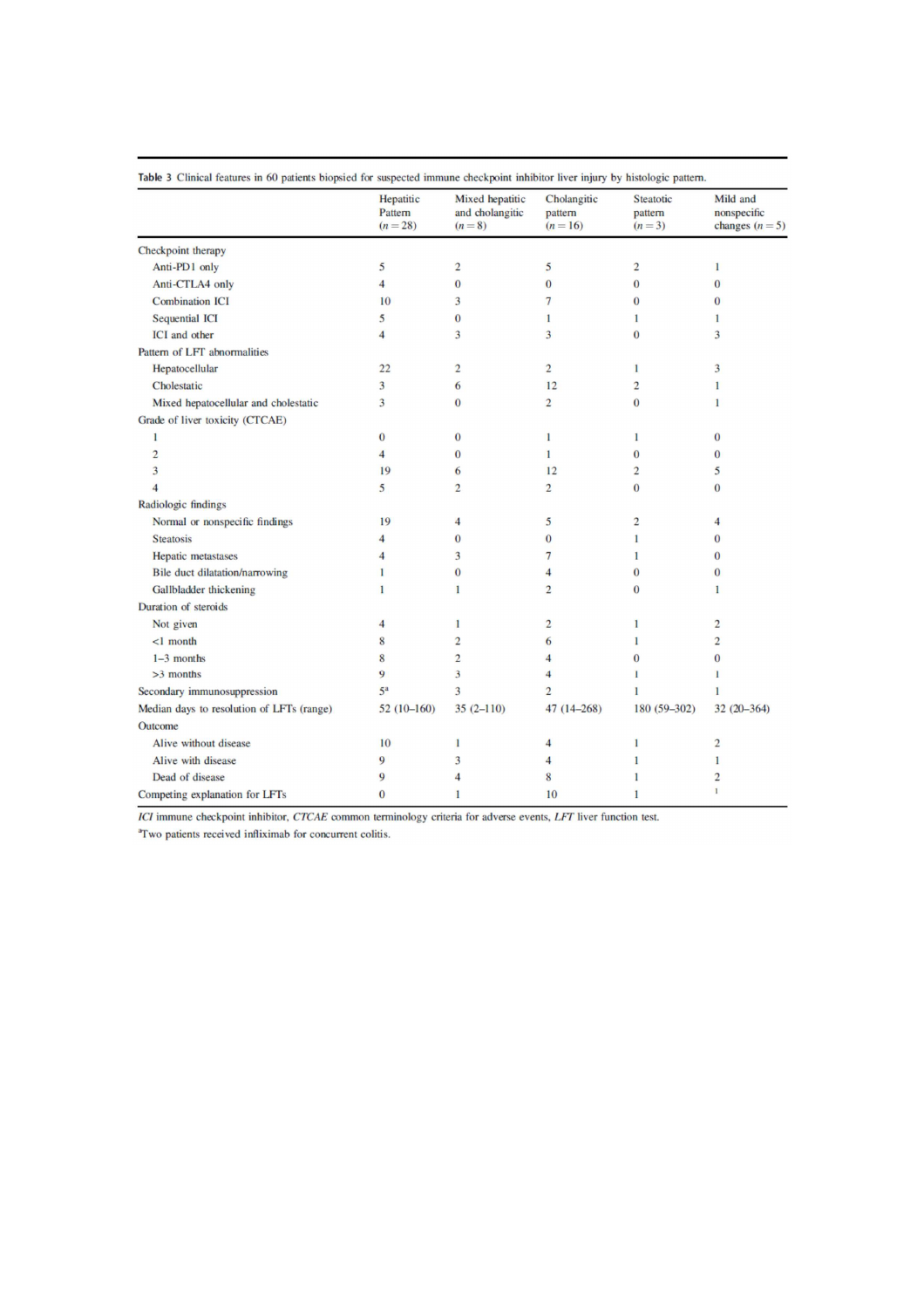**Table 3** Clinical features in 60 patients biopsied for suspected immune checkpoint inhibitor liver injury by histologic pattern.

| | Hepatitic Pattern ($n = 28$) | Mixed hepatitic and cholangitic ($n = 8$) | Cholangitic pattern ($n = 16$) | Steatotic pattern ($n = 3$) | Mild and nonspecific changes ($n = 5$) |
|---|---|---|---|---|---|
| Checkpoint therapy | | | | | |
| Anti-PD1 only | 5 | 2 | 5 | 2 | 1 |
| Anti-CTLA4 only | 4 | 0 | 0 | 0 | 0 |
| Combination ICI | 10 | 3 | 7 | 0 | 0 |
| Sequential ICI | 5 | 0 | 1 | 1 | 1 |
| ICI and other | 4 | 3 | 3 | 0 | 3 |
| Pattern of LFT abnormalities | | | | | |
| Hepatocellular | 22 | 2 | 2 | 1 | 3 |
| Cholestatic | 3 | 6 | 12 | 2 | 1 |
| Mixed hepatocellular and cholestatic | 3 | 0 | 2 | 0 | 1 |
| Grade of liver toxicity (CTCAE) | | | | | |
| 1 | 0 | 0 | 1 | 1 | 0 |
| 2 | 4 | 0 | 1 | 0 | 0 |
| 3 | 19 | 6 | 12 | 2 | 5 |
| 4 | 5 | 2 | 2 | 0 | 0 |
| Radiologic findings | | | | | |
| Normal or nonspecific findings | 19 | 4 | 5 | 2 | 4 |
| Steatosis | 4 | 0 | 0 | 1 | 0 |
| Hepatic metastases | 4 | 3 | 7 | 1 | 0 |
| Bile duct dilatation/narrowing | 1 | 0 | 4 | 0 | 0 |
| Gallbladder thickening | 1 | 1 | 2 | 0 | 1 |
| Duration of steroids | | | | | |
| Not given | 4 | 1 | 2 | 1 | 2 |
| <1 month | 8 | 2 | 6 | 1 | 2 |
| 1–3 months | 8 | 2 | 4 | 0 | 0 |
| >3 months | 9 | 3 | 4 | 1 | 1 |
| Secondary immunosuppression | 5[a] | 3 | 2 | 1 | 1 |
| Median days to resolution of LFTs (range) | 52 (10–160) | 35 (2–110) | 47 (14–268) | 180 (59–302) | 32 (20–364) |
| Outcome | | | | | |
| Alive without disease | 10 | 1 | 4 | 1 | 2 |
| Alive with disease | 9 | 3 | 4 | 1 | 1 |
| Dead of disease | 9 | 4 | 8 | 1 | 2 |
| Competing explanation for LFTs | 0 | 1 | 10 | 1 | 1 |

*ICI* immune checkpoint inhibitor, *CTCAE* common terminology criteria for adverse events, *LFT* liver function test.

[a]Two patients received infliximab for concurrent colitis.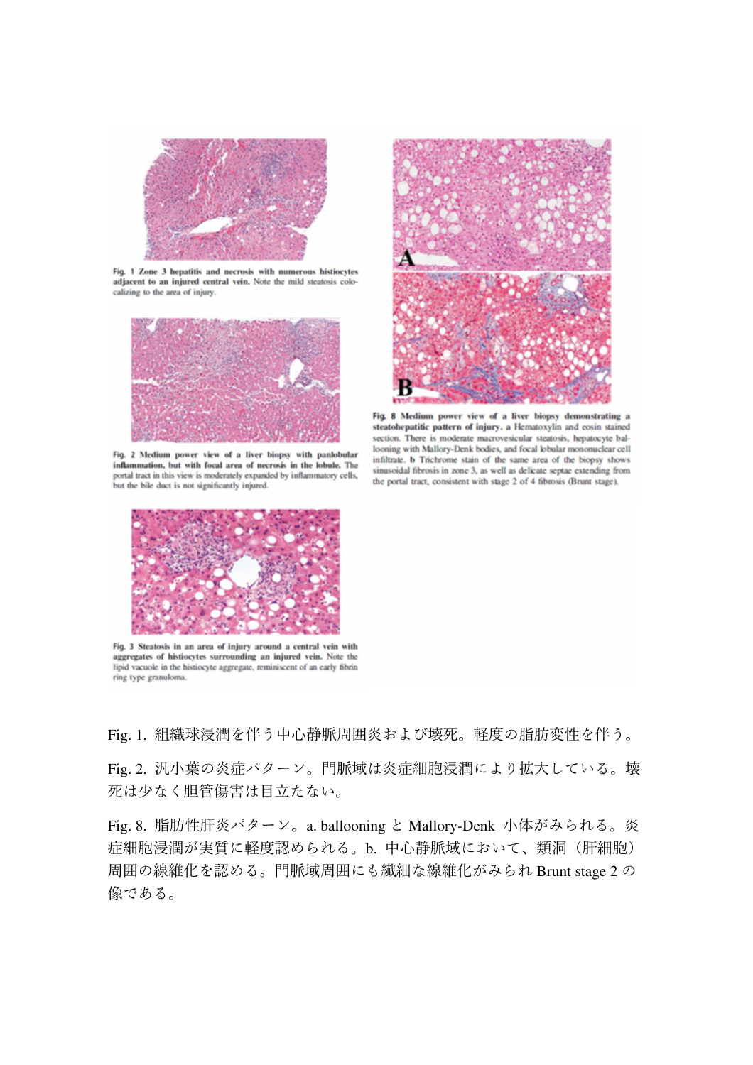Fig. 1 Zone 3 hepatitis and necrosis with numerous histiocytes adjacent to an injured central vein. Note the mild steatosis colocalizing to the area of injury.

Fig. 2 Medium power view of a liver biopsy with panlobular inflammation, but with focal area of necrosis in the lobule. The portal tract in this view is moderately expanded by inflammatory cells, but the bile duct is not significantly injured.

Fig. 3 Steatosis in an area of injury around a central vein with aggregates of histiocytes surrounding an injured vein. Note the lipid vacuole in the histiocyte aggregate, reminiscent of an early fibrin ring type granuloma.

Fig. 8 Medium power view of a liver biopsy demonstrating a steatohepatitic pattern of injury. a Hematoxylin and eosin stained section. There is moderate macrovesicular steatosis, hepatocyte ballooning with Mallory-Denk bodies, and focal lobular mononuclear cell infiltrate. b Trichrome stain of the same area of the biopsy shows sinusoidal fibrosis in zone 3, as well as delicate septae extending from the portal tract, consistent with stage 2 of 4 fibrosis (Brunt stage).

Fig. 1. 組織球浸潤を伴う中心静脈周囲炎および壊死。軽度の脂肪変性を伴う。

Fig. 2. 汎小葉の炎症パターン。門脈域は炎症細胞浸潤により拡大している。壊死は少なく胆管傷害は目立たない。

Fig. 8. 脂肪性肝炎パターン。a. ballooning と Mallory-Denk 小体がみられる。炎症細胞浸潤が実質に軽度認められる。b. 中心静脈域において、類洞（肝細胞）周囲の線維化を認める。門脈域周囲にも繊細な線維化がみられ Brunt stage 2 の像である。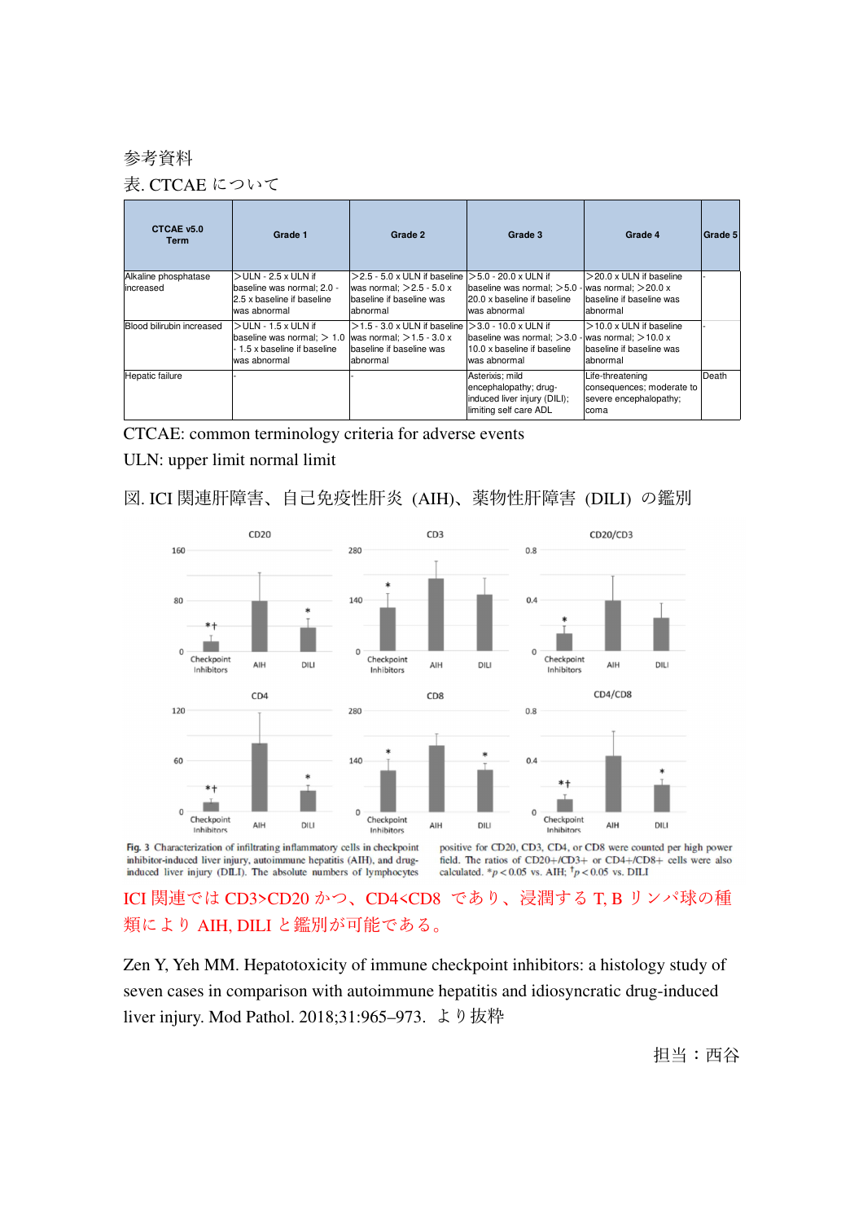参考資料

表. CTCAE について

| CTCAE v5.0 Term | Grade 1 | Grade 2 | Grade 3 | Grade 4 | Grade 5 |
|---|---|---|---|---|---|
| Alkaline phosphatase increased | >ULN - 2.5 x ULN if baseline was normal; 2.0 - 2.5 x baseline if baseline was abnormal | >2.5 - 5.0 x ULN if baseline was normal; >2.5 - 5.0 x baseline if baseline was abnormal | >5.0 - 20.0 x ULN if baseline was normal; >5.0 - 20.0 x baseline if baseline was abnormal | >20.0 x ULN if baseline was normal; >20.0 x baseline if baseline was abnormal | - |
| Blood bilirubin increased | >ULN - 1.5 x ULN if baseline was normal; > 1.0 - 1.5 x baseline if baseline was abnormal | >1.5 - 3.0 x ULN if baseline was normal; >1.5 - 3.0 x baseline if baseline was abnormal | >3.0 - 10.0 x ULN if baseline was normal; >3.0 - 10.0 x baseline if baseline was abnormal | >10.0 x ULN if baseline was normal; >10.0 x baseline if baseline was abnormal | - |
| Hepatic failure | - | - | Asterixis; mild encephalopathy; drug-induced liver injury (DILI); limiting self care ADL | Life-threatening consequences; moderate to severe encephalopathy; coma | Death |

CTCAE: common terminology criteria for adverse events

ULN: upper limit normal limit

図. ICI 関連肝障害、自己免疫性肝炎 (AIH)、薬物性肝障害 (DILI) の鑑別

CD20
160
80
0
*†
*
Checkpoint Inhibitors
AIH
DILI

CD3
280
140
0
*
Checkpoint Inhibitors
AIH
DILI

CD20/CD3
0.8
0.4
0
*
Checkpoint Inhibitors
AIH
DILI

CD4
120
60
0
*†
*
Checkpoint Inhibitors
AIH
DILI

CD8
280
140
0
*
*
Checkpoint Inhibitors
AIH
DILI

CD4/CD8
0.8
0.4
0
*†
*
Checkpoint Inhibitors
AIH
DILI

**Fig. 3** Characterization of infiltrating inflammatory cells in checkpoint inhibitor-induced liver injury, autoimmune hepatitis (AIH), and drug-induced liver injury (DILI). The absolute numbers of lymphocytes positive for CD20, CD3, CD4, or CD8 were counted per high power field. The ratios of CD20+/CD3+ or CD4+/CD8+ cells were also calculated. *$p < 0.05$ vs. AIH; †$p < 0.05$ vs. DILI

ICI 関連では CD3>CD20 かつ、CD4<CD8 であり、浸潤する T, B リンパ球の種類により AIH, DILI と鑑別が可能である。

Zen Y, Yeh MM. Hepatotoxicity of immune checkpoint inhibitors: a histology study of seven cases in comparison with autoimmune hepatitis and idiosyncratic drug-induced liver injury. Mod Pathol. 2018;31:965–973. より抜粋

担当：西谷